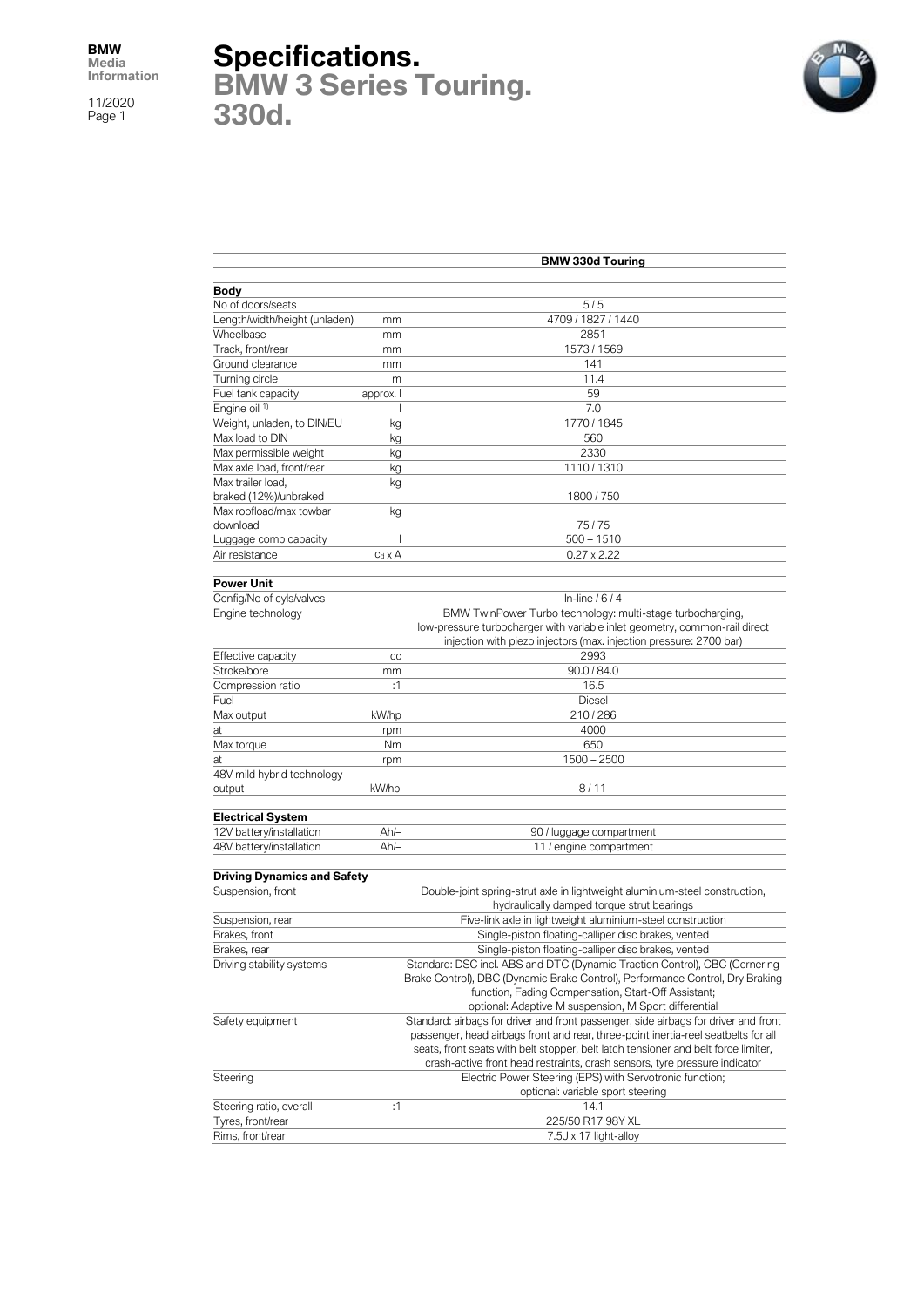# Specifications.
## BMW 3 Series Touring.
## 330d.

| | | BMW 330d Touring |
|---|---|---|
| **Body** | | |
| No of doors/seats | | 5 / 5 |
| Length/width/height (unladen) | mm | 4709 / 1827 / 1440 |
| Wheelbase | mm | 2851 |
| Track, front/rear | mm | 1573 / 1569 |
| Ground clearance | mm | 141 |
| Turning circle | m | 11.4 |
| Fuel tank capacity | approx. l | 59 |
| Engine oil [1] | l | 7.0 |
| Weight, unladen, to DIN/EU | kg | 1770 / 1845 |
| Max load to DIN | kg | 560 |
| Max permissible weight | kg | 2330 |
| Max axle load, front/rear | kg | 1110 / 1310 |
| Max trailer load, braked (12%)/unbraked | kg | 1800 / 750 |
| Max roofload/max towbar download | kg | 75 / 75 |
| Luggage comp capacity | l | 500 – 1510 |
| Air resistance | $c_d$ x A | 0.27 x 2.22 |
| **Power Unit** | | |
| Config/No of cyls/valves | | In-line / 6 / 4 |
| Engine technology | | BMW TwinPower Turbo technology: multi-stage turbocharging, low-pressure turbocharger with variable inlet geometry, common-rail direct injection with piezo injectors (max. injection pressure: 2700 bar) |
| Effective capacity | cc | 2993 |
| Stroke/bore | mm | 90.0 / 84.0 |
| Compression ratio | :1 | 16.5 |
| Fuel | | Diesel |
| Max output | kW/hp | 210 / 286 |
| at | rpm | 4000 |
| Max torque | Nm | 650 |
| at | rpm | 1500 – 2500 |
| 48V mild hybrid technology output | kW/hp | 8 / 11 |
| **Electrical System** | | |
| 12V battery/installation | Ah/– | 90 / luggage compartment |
| 48V battery/installation | Ah/– | 11 / engine compartment |
| **Driving Dynamics and Safety** | | |
| Suspension, front | | Double-joint spring-strut axle in lightweight aluminium-steel construction, hydraulically damped torque strut bearings |
| Suspension, rear | | Five-link axle in lightweight aluminium-steel construction |
| Brakes, front | | Single-piston floating-calliper disc brakes, vented |
| Brakes, rear | | Single-piston floating-calliper disc brakes, vented |
| Driving stability systems | | Standard: DSC incl. ABS and DTC (Dynamic Traction Control), CBC (Cornering Brake Control), DBC (Dynamic Brake Control), Performance Control, Dry Braking function, Fading Compensation, Start-Off Assistant; optional: Adaptive M suspension, M Sport differential |
| Safety equipment | | Standard: airbags for driver and front passenger, side airbags for driver and front passenger, head airbags front and rear, three-point inertia-reel seatbelts for all seats, front seats with belt stopper, belt latch tensioner and belt force limiter, crash-active front head restraints, crash sensors, tyre pressure indicator |
| Steering | | Electric Power Steering (EPS) with Servotronic function; optional: variable sport steering |
| Steering ratio, overall | :1 | 14.1 |
| Tyres, front/rear | | 225/50 R17 98Y XL |
| Rims, front/rear | | 7.5J x 17 light-alloy |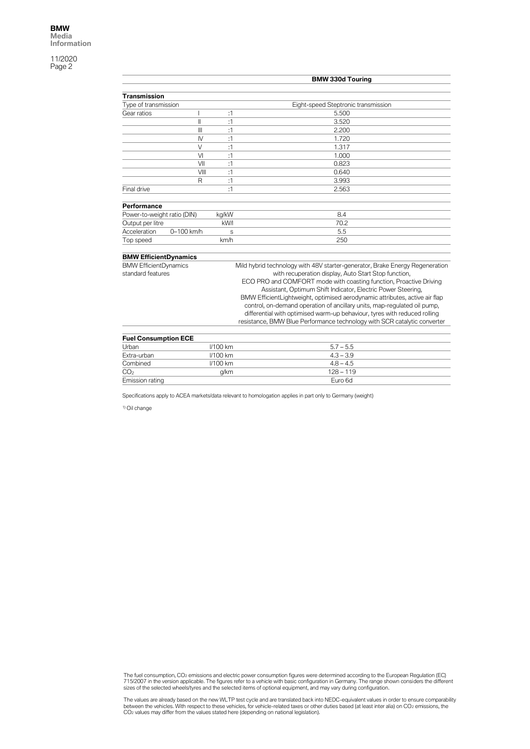| | | | BMW 330d Touring |
|---|---|---|---|
| **Transmission** | | | |
| Type of transmission | | | Eight-speed Steptronic transmission |
| Gear ratios | I | :1 | 5.500 |
| | II | :1 | 3.520 |
| | III | :1 | 2.200 |
| | IV | :1 | 1.720 |
| | V | :1 | 1.317 |
| | VI | :1 | 1.000 |
| | VII | :1 | 0.823 |
| | VIII | :1 | 0.640 |
| | R | :1 | 3.993 |
| Final drive | | :1 | 2.563 |
| **Performance** | | | |
| Power-to-weight ratio (DIN) | | kg/kW | 8.4 |
| Output per litre | | kW/l | 70.2 |
| Acceleration | 0–100 km/h | s | 5.5 |
| Top speed | | km/h | 250 |
| **BMW EfficientDynamics** | | | |
| BMW EfficientDynamics standard features | | | Mild hybrid technology with 48V starter-generator, Brake Energy Regeneration with recuperation display, Auto Start Stop function, ECO PRO and COMFORT mode with coasting function, Proactive Driving Assistant, Optimum Shift Indicator, Electric Power Steering, BMW EfficientLightweight, optimised aerodynamic attributes, active air flap control, on-demand operation of ancillary units, map-regulated oil pump, differential with optimised warm-up behaviour, tyres with reduced rolling resistance, BMW Blue Performance technology with SCR catalytic converter |
| **Fuel Consumption ECE** | | | |
| Urban | | l/100 km | 5.7 – 5.5 |
| Extra-urban | | l/100 km | 4.3 – 3.9 |
| Combined | | l/100 km | 4.8 – 4.5 |
| $CO_2$ | | g/km | 128 – 119 |
| Emission rating | | | Euro 6d |

Specifications apply to ACEA markets/data relevant to homologation applies in part only to Germany (weight)

[1] Oil change

The fuel consumption, $CO_2$ emissions and electric power consumption figures were determined according to the European Regulation (EC) 715/2007 in the version applicable. The figures refer to a vehicle with basic configuration in Germany. The range shown considers the different sizes of the selected wheels/tyres and the selected items of optional equipment, and may vary during configuration.

The values are already based on the new WLTP test cycle and are translated back into NEDC-equivalent values in order to ensure comparability between the vehicles. With respect to these vehicles, for vehicle-related taxes or other duties based (at least inter alia) on $CO_2$ emissions, the $CO_2$ values may differ from the values stated here (depending on national legislation).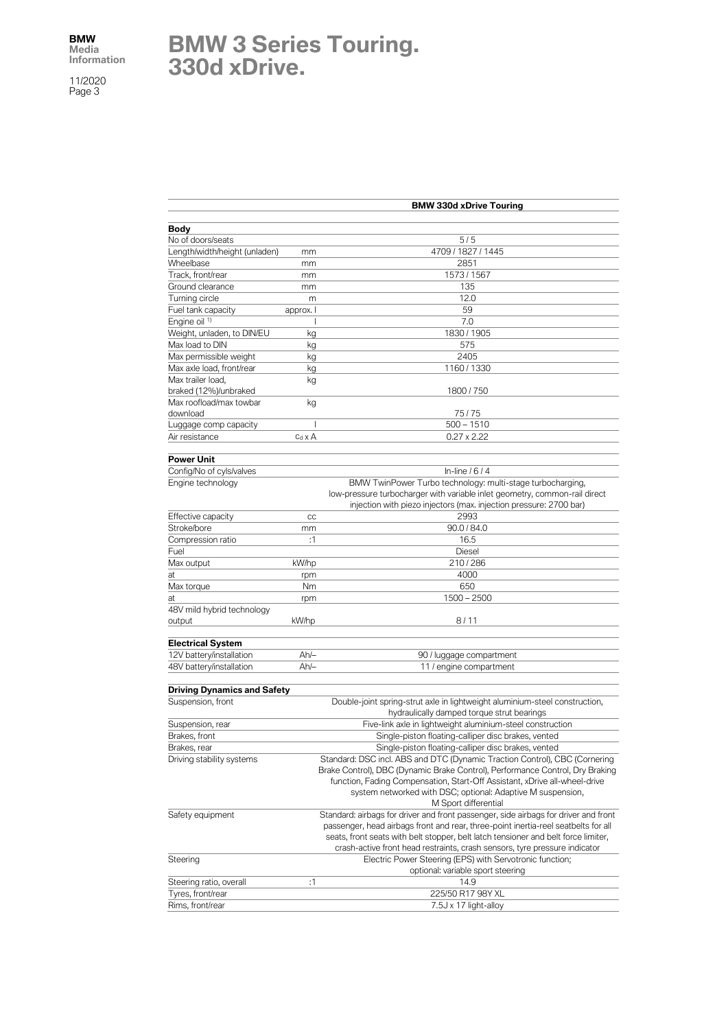# BMW 3 Series Touring. 330d xDrive.

| | | BMW 330d xDrive Touring |
|---|---|---|
| **Body** | | |
| No of doors/seats | | 5 / 5 |
| Length/width/height (unladen) | mm | 4709 / 1827 / 1445 |
| Wheelbase | mm | 2851 |
| Track, front/rear | mm | 1573 / 1567 |
| Ground clearance | mm | 135 |
| Turning circle | m | 12.0 |
| Fuel tank capacity | approx. l | 59 |
| Engine oil [1] | l | 7.0 |
| Weight, unladen, to DIN/EU | kg | 1830 / 1905 |
| Max load to DIN | kg | 575 |
| Max permissible weight | kg | 2405 |
| Max axle load, front/rear | kg | 1160 / 1330 |
| Max trailer load, braked (12%)/unbraked | kg | 1800 / 750 |
| Max roofload/max towbar download | kg | 75 / 75 |
| Luggage comp capacity | l | 500 – 1510 |
| Air resistance | $c_d$ x A | 0.27 x 2.22 |
| **Power Unit** | | |
| Config/No of cyls/valves | | In-line / 6 / 4 |
| Engine technology | | BMW TwinPower Turbo technology: multi-stage turbocharging, low-pressure turbocharger with variable inlet geometry, common-rail direct injection with piezo injectors (max. injection pressure: 2700 bar) |
| Effective capacity | cc | 2993 |
| Stroke/bore | mm | 90.0 / 84.0 |
| Compression ratio | :1 | 16.5 |
| Fuel | | Diesel |
| Max output | kW/hp | 210 / 286 |
| at | rpm | 4000 |
| Max torque | Nm | 650 |
| at | rpm | 1500 – 2500 |
| 48V mild hybrid technology output | kW/hp | 8 / 11 |
| **Electrical System** | | |
| 12V battery/installation | Ah/– | 90 / luggage compartment |
| 48V battery/installation | Ah/– | 11 / engine compartment |
| **Driving Dynamics and Safety** | | |
| Suspension, front | | Double-joint spring-strut axle in lightweight aluminium-steel construction, hydraulically damped torque strut bearings |
| Suspension, rear | | Five-link axle in lightweight aluminium-steel construction |
| Brakes, front | | Single-piston floating-calliper disc brakes, vented |
| Brakes, rear | | Single-piston floating-calliper disc brakes, vented |
| Driving stability systems | | Standard: DSC incl. ABS and DTC (Dynamic Traction Control), CBC (Cornering Brake Control), DBC (Dynamic Brake Control), Performance Control, Dry Braking function, Fading Compensation, Start-Off Assistant, xDrive all-wheel-drive system networked with DSC; optional: Adaptive M suspension, M Sport differential |
| Safety equipment | | Standard: airbags for driver and front passenger, side airbags for driver and front passenger, head airbags front and rear, three-point inertia-reel seatbelts for all seats, front seats with belt stopper, belt latch tensioner and belt force limiter, crash-active front head restraints, crash sensors, tyre pressure indicator |
| Steering | | Electric Power Steering (EPS) with Servotronic function; optional: variable sport steering |
| Steering ratio, overall | :1 | 14.9 |
| Tyres, front/rear | | 225/50 R17 98Y XL |
| Rims, front/rear | | 7.5J x 17 light-alloy |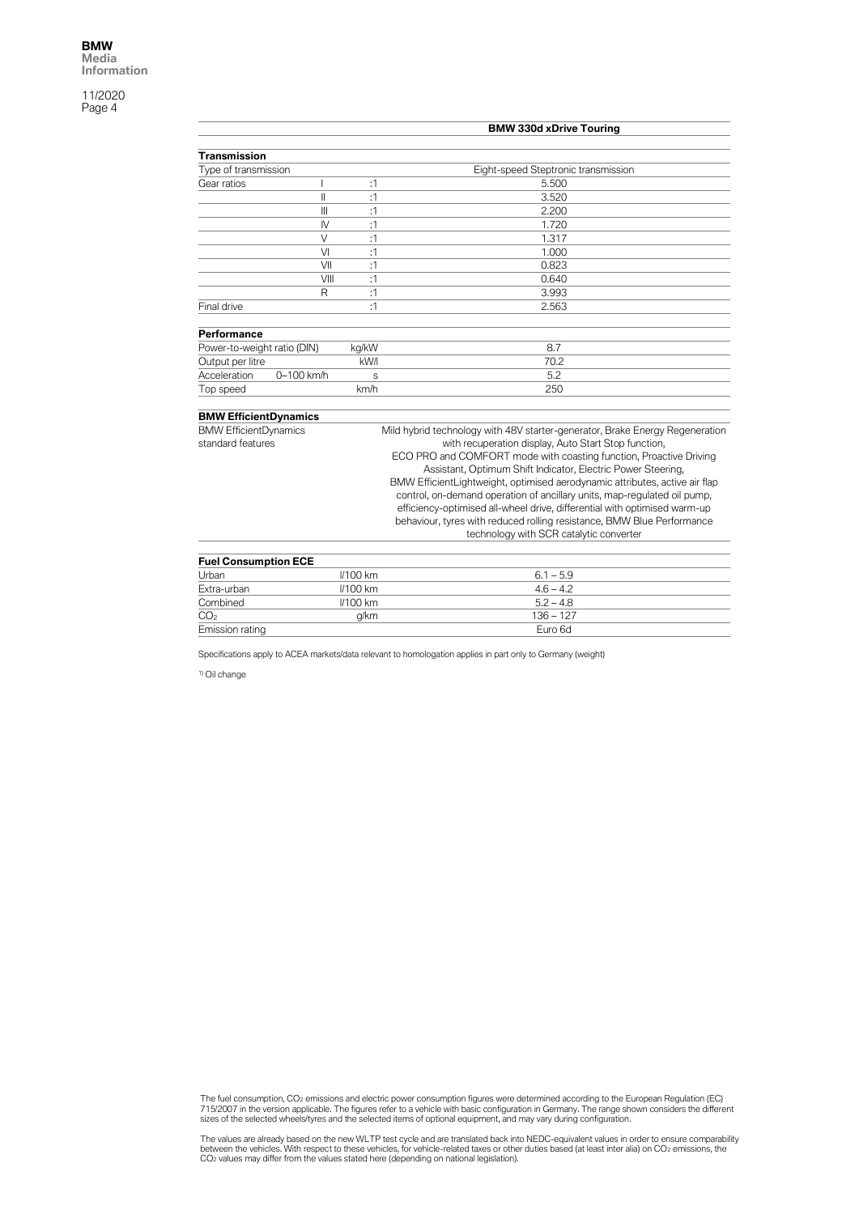| | | | BMW 330d xDrive Touring |
|---|---|---|---|
| **Transmission** | | | |
| Type of transmission | | | Eight-speed Steptronic transmission |
| Gear ratios | I | :1 | 5.500 |
| | II | :1 | 3.520 |
| | III | :1 | 2.200 |
| | IV | :1 | 1.720 |
| | V | :1 | 1.317 |
| | VI | :1 | 1.000 |
| | VII | :1 | 0.823 |
| | VIII | :1 | 0.640 |
| | R | :1 | 3.993 |
| Final drive | | :1 | 2.563 |
| **Performance** | | | |
| Power-to-weight ratio (DIN) | | kg/kW | 8.7 |
| Output per litre | | kW/l | 70.2 |
| Acceleration | 0–100 km/h | s | 5.2 |
| Top speed | | km/h | 250 |
| **BMW EfficientDynamics** | | | |
| BMW EfficientDynamics standard features | | | Mild hybrid technology with 48V starter-generator, Brake Energy Regeneration with recuperation display, Auto Start Stop function, ECO PRO and COMFORT mode with coasting function, Proactive Driving Assistant, Optimum Shift Indicator, Electric Power Steering, BMW EfficientLightweight, optimised aerodynamic attributes, active air flap control, on-demand operation of ancillary units, map-regulated oil pump, efficiency-optimised all-wheel drive, differential with optimised warm-up behaviour, tyres with reduced rolling resistance, BMW Blue Performance technology with SCR catalytic converter |
| **Fuel Consumption ECE** | | | |
| Urban | | l/100 km | 6.1 – 5.9 |
| Extra-urban | | l/100 km | 4.6 – 4.2 |
| Combined | | l/100 km | 5.2 – 4.8 |
| $CO_2$ | | g/km | 136 – 127 |
| Emission rating | | | Euro 6d |

Specifications apply to ACEA markets/data relevant to homologation applies in part only to Germany (weight)

[1] Oil change

The fuel consumption, $CO_2$ emissions and electric power consumption figures were determined according to the European Regulation (EC) 715/2007 in the version applicable. The figures refer to a vehicle with basic configuration in Germany. The range shown considers the different sizes of the selected wheels/tyres and the selected items of optional equipment, and may vary during configuration.

The values are already based on the new WLTP test cycle and are translated back into NEDC-equivalent values in order to ensure comparability between the vehicles. With respect to these vehicles, for vehicle-related taxes or other duties based (at least inter alia) on $CO_2$ emissions, the $CO_2$ values may differ from the values stated here (depending on national legislation).